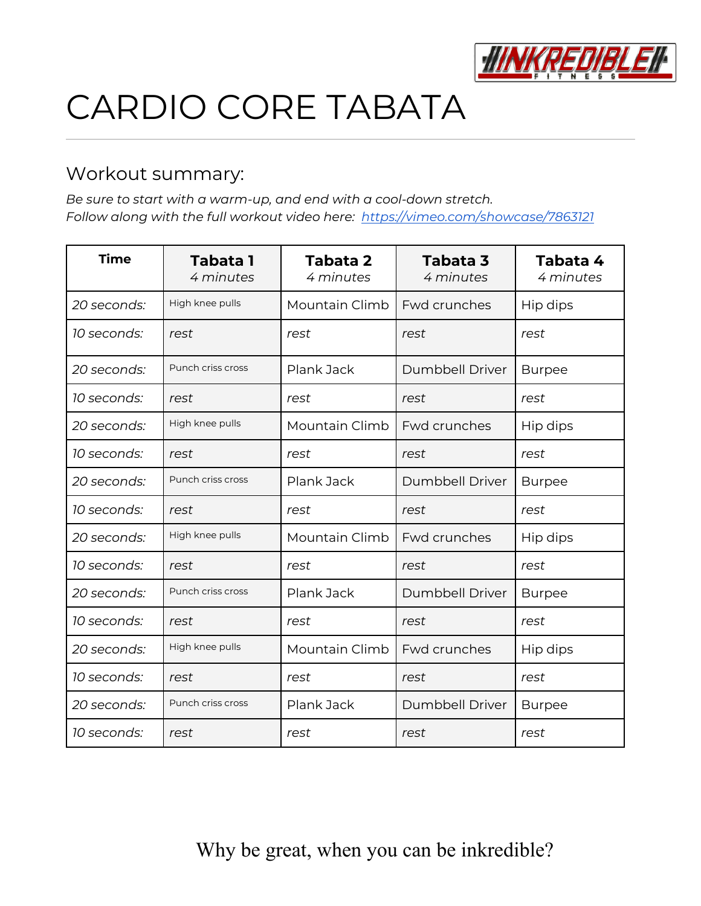# CARDIO CORE TABATA

## Workout summary:

*Be sure to start with a warm-up, and end with a cool-down stretch.*
*Follow along with the full workout video here:* [https://vimeo.com/showcase/7863121](https://vimeo.com/showcase/7863121)

| Time | **Tabata 1** *4 minutes* | **Tabata 2** *4 minutes* | **Tabata 3** *4 minutes* | **Tabata 4** *4 minutes* |
|---|---|---|---|---|
| *20 seconds:* | High knee pulls | Mountain Climb | Fwd crunches | Hip dips |
| *10 seconds:* | *rest* | *rest* | *rest* | *rest* |
| *20 seconds:* | Punch criss cross | Plank Jack | Dumbbell Driver | Burpee |
| *10 seconds:* | *rest* | *rest* | *rest* | *rest* |
| *20 seconds:* | High knee pulls | Mountain Climb | Fwd crunches | Hip dips |
| *10 seconds:* | *rest* | *rest* | *rest* | *rest* |
| *20 seconds:* | Punch criss cross | Plank Jack | Dumbbell Driver | Burpee |
| *10 seconds:* | *rest* | *rest* | *rest* | *rest* |
| *20 seconds:* | High knee pulls | Mountain Climb | Fwd crunches | Hip dips |
| *10 seconds:* | *rest* | *rest* | *rest* | *rest* |
| *20 seconds:* | Punch criss cross | Plank Jack | Dumbbell Driver | Burpee |
| *10 seconds:* | *rest* | *rest* | *rest* | *rest* |
| *20 seconds:* | High knee pulls | Mountain Climb | Fwd crunches | Hip dips |
| *10 seconds:* | *rest* | *rest* | *rest* | *rest* |
| *20 seconds:* | Punch criss cross | Plank Jack | Dumbbell Driver | Burpee |
| *10 seconds:* | *rest* | *rest* | *rest* | *rest* |

Why be great, when you can be inkredible?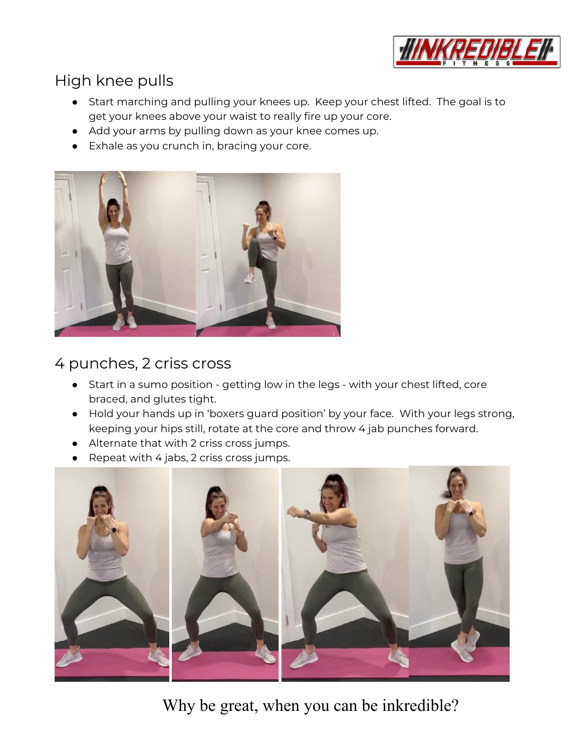## High knee pulls

- Start marching and pulling your knees up. Keep your chest lifted. The goal is to get your knees above your waist to really fire up your core.
- Add your arms by pulling down as your knee comes up.
- Exhale as you crunch in, bracing your core.

## 4 punches, 2 criss cross

- Start in a sumo position - getting low in the legs - with your chest lifted, core braced, and glutes tight.
- Hold your hands up in 'boxers guard position' by your face. With your legs strong, keeping your hips still, rotate at the core and throw 4 jab punches forward.
- Alternate that with 2 criss cross jumps.
- Repeat with 4 jabs, 2 criss cross jumps.

Why be great, when you can be inkredible?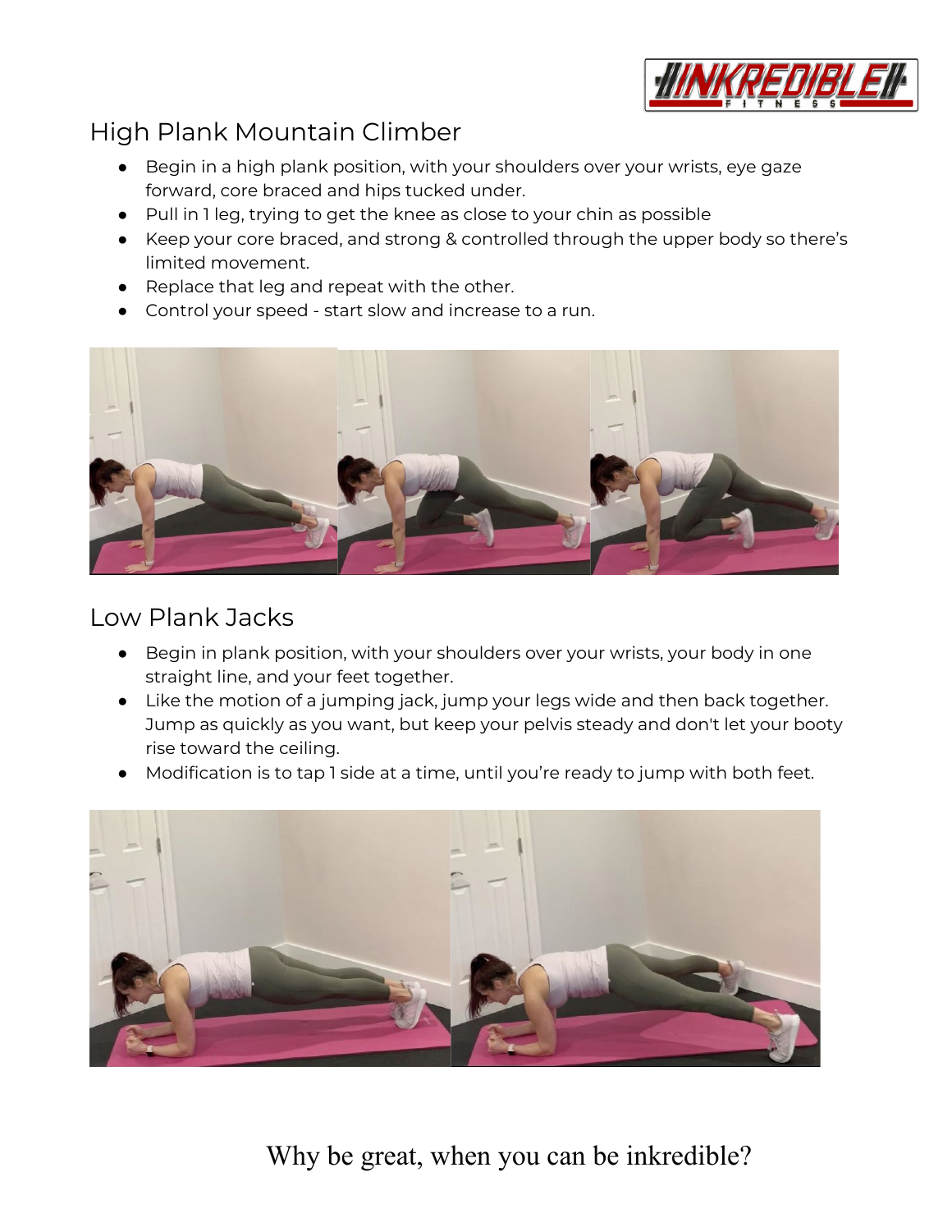## High Plank Mountain Climber

- Begin in a high plank position, with your shoulders over your wrists, eye gaze forward, core braced and hips tucked under.
- Pull in 1 leg, trying to get the knee as close to your chin as possible
- Keep your core braced, and strong & controlled through the upper body so there's limited movement.
- Replace that leg and repeat with the other.
- Control your speed - start slow and increase to a run.

## Low Plank Jacks

- Begin in plank position, with your shoulders over your wrists, your body in one straight line, and your feet together.
- Like the motion of a jumping jack, jump your legs wide and then back together. Jump as quickly as you want, but keep your pelvis steady and don't let your booty rise toward the ceiling.
- Modification is to tap 1 side at a time, until you're ready to jump with both feet.

Why be great, when you can be inkredible?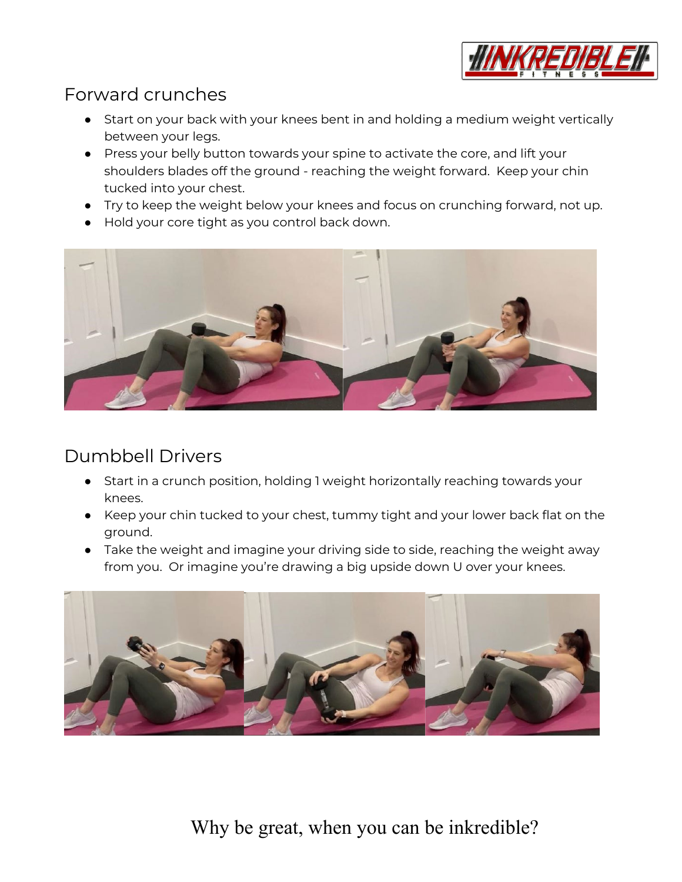## Forward crunches

- Start on your back with your knees bent in and holding a medium weight vertically between your legs.
- Press your belly button towards your spine to activate the core, and lift your shoulders blades off the ground - reaching the weight forward. Keep your chin tucked into your chest.
- Try to keep the weight below your knees and focus on crunching forward, not up.
- Hold your core tight as you control back down.

## Dumbbell Drivers

- Start in a crunch position, holding 1 weight horizontally reaching towards your knees.
- Keep your chin tucked to your chest, tummy tight and your lower back flat on the ground.
- Take the weight and imagine your driving side to side, reaching the weight away from you. Or imagine you're drawing a big upside down U over your knees.

Why be great, when you can be inkredible?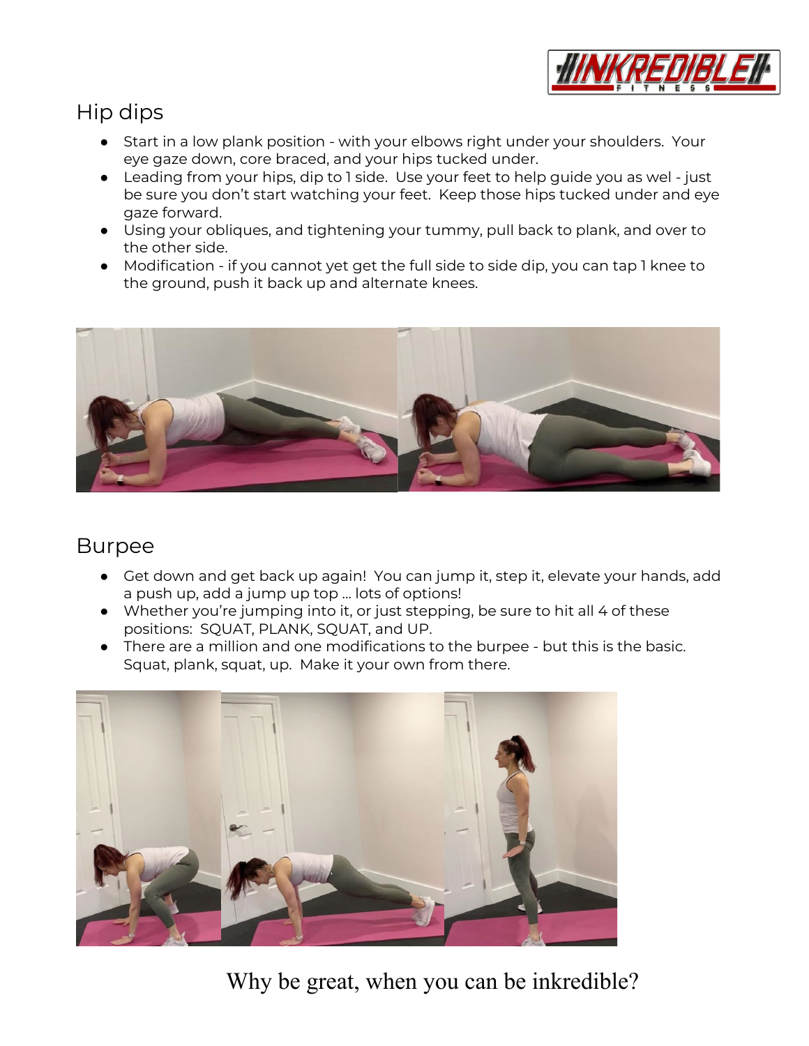## Hip dips

- Start in a low plank position - with your elbows right under your shoulders. Your eye gaze down, core braced, and your hips tucked under.
- Leading from your hips, dip to 1 side. Use your feet to help guide you as wel - just be sure you don't start watching your feet. Keep those hips tucked under and eye gaze forward.
- Using your obliques, and tightening your tummy, pull back to plank, and over to the other side.
- Modification - if you cannot yet get the full side to side dip, you can tap 1 knee to the ground, push it back up and alternate knees.

## Burpee

- Get down and get back up again! You can jump it, step it, elevate your hands, add a push up, add a jump up top ... lots of options!
- Whether you're jumping into it, or just stepping, be sure to hit all 4 of these positions: SQUAT, PLANK, SQUAT, and UP.
- There are a million and one modifications to the burpee - but this is the basic. Squat, plank, squat, up. Make it your own from there.

Why be great, when you can be inkredible?